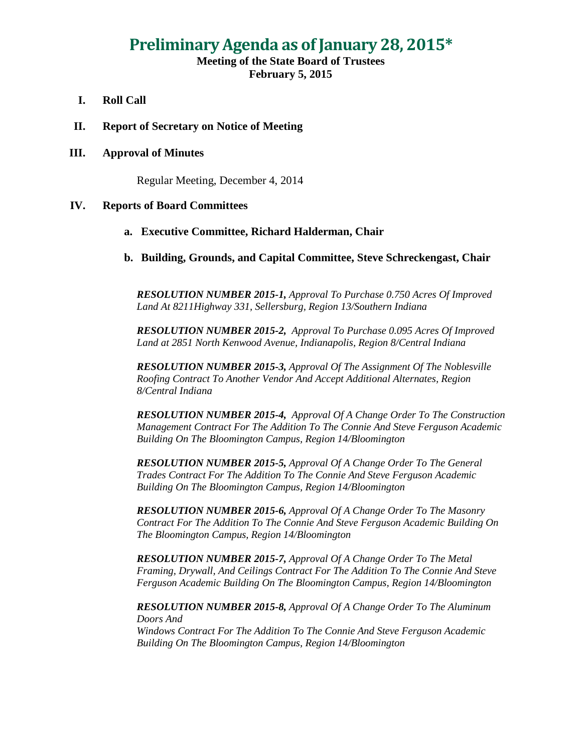# Preliminary Agenda as of January 28, 2015*

**Meeting of the State Board of Trustees**
**February 5, 2015**

**I. Roll Call**

**II. Report of Secretary on Notice of Meeting**

**III. Approval of Minutes**

Regular Meeting, December 4, 2014

**IV. Reports of Board Committees**

**a. Executive Committee, Richard Halderman, Chair**

**b. Building, Grounds, and Capital Committee, Steve Schreckengast, Chair**

***RESOLUTION NUMBER 2015-1,*** *Approval To Purchase 0.750 Acres Of Improved Land At 8211Highway 331, Sellersburg, Region 13/Southern Indiana*

***RESOLUTION NUMBER 2015-2,*** *Approval To Purchase 0.095 Acres Of Improved Land at 2851 North Kenwood Avenue, Indianapolis, Region 8/Central Indiana*

***RESOLUTION NUMBER 2015-3,*** *Approval Of The Assignment Of The Noblesville Roofing Contract To Another Vendor And Accept Additional Alternates, Region 8/Central Indiana*

***RESOLUTION NUMBER 2015-4,*** *Approval Of A Change Order To The Construction Management Contract For The Addition To The Connie And Steve Ferguson Academic Building On The Bloomington Campus, Region 14/Bloomington*

***RESOLUTION NUMBER 2015-5,*** *Approval Of A Change Order To The General Trades Contract For The Addition To The Connie And Steve Ferguson Academic Building On The Bloomington Campus, Region 14/Bloomington*

***RESOLUTION NUMBER 2015-6,*** *Approval Of A Change Order To The Masonry Contract For The Addition To The Connie And Steve Ferguson Academic Building On The Bloomington Campus, Region 14/Bloomington*

***RESOLUTION NUMBER 2015-7,*** *Approval Of A Change Order To The Metal Framing, Drywall, And Ceilings Contract For The Addition To The Connie And Steve Ferguson Academic Building On The Bloomington Campus, Region 14/Bloomington*

***RESOLUTION NUMBER 2015-8,*** *Approval Of A Change Order To The Aluminum Doors And Windows Contract For The Addition To The Connie And Steve Ferguson Academic Building On The Bloomington Campus, Region 14/Bloomington*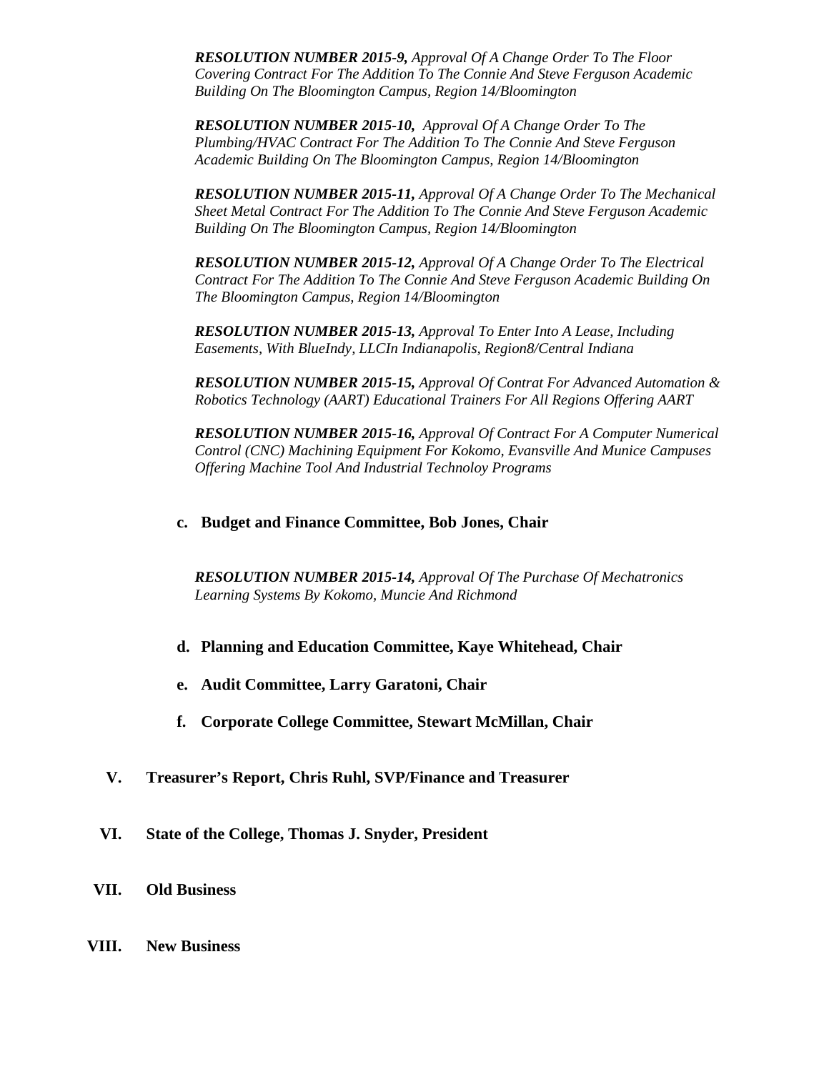***RESOLUTION NUMBER 2015-9,*** *Approval Of A Change Order To The Floor Covering Contract For The Addition To The Connie And Steve Ferguson Academic Building On The Bloomington Campus, Region 14/Bloomington*

***RESOLUTION NUMBER 2015-10,*** *Approval Of A Change Order To The Plumbing/HVAC Contract For The Addition To The Connie And Steve Ferguson Academic Building On The Bloomington Campus, Region 14/Bloomington*

***RESOLUTION NUMBER 2015-11,*** *Approval Of A Change Order To The Mechanical Sheet Metal Contract For The Addition To The Connie And Steve Ferguson Academic Building On The Bloomington Campus, Region 14/Bloomington*

***RESOLUTION NUMBER 2015-12,*** *Approval Of A Change Order To The Electrical Contract For The Addition To The Connie And Steve Ferguson Academic Building On The Bloomington Campus, Region 14/Bloomington*

***RESOLUTION NUMBER 2015-13,*** *Approval To Enter Into A Lease, Including Easements, With BlueIndy, LLCIn Indianapolis, Region8/Central Indiana*

***RESOLUTION NUMBER 2015-15,*** *Approval Of Contrat For Advanced Automation & Robotics Technology (AART) Educational Trainers For All Regions Offering AART*

***RESOLUTION NUMBER 2015-16,*** *Approval Of Contract For A Computer Numerical Control (CNC) Machining Equipment For Kokomo, Evansville And Munice Campuses Offering Machine Tool And Industrial Technoloy Programs*

**c. Budget and Finance Committee, Bob Jones, Chair**

***RESOLUTION NUMBER 2015-14,*** *Approval Of The Purchase Of Mechatronics Learning Systems By Kokomo, Muncie And Richmond*

**d. Planning and Education Committee, Kaye Whitehead, Chair**

**e. Audit Committee, Larry Garatoni, Chair**

**f. Corporate College Committee, Stewart McMillan, Chair**

**V. Treasurer's Report, Chris Ruhl, SVP/Finance and Treasurer**

**VI. State of the College, Thomas J. Snyder, President**

**VII. Old Business**

**VIII. New Business**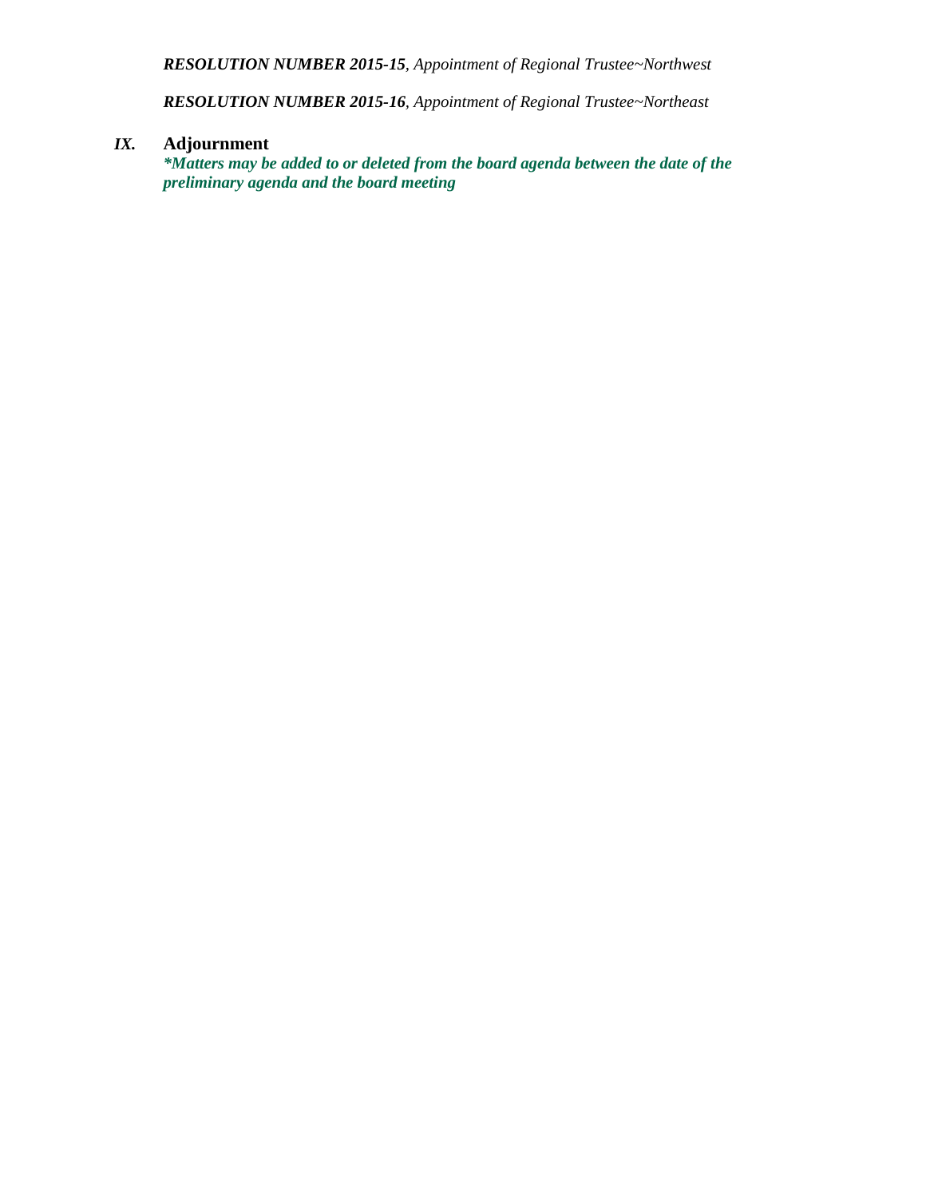***RESOLUTION NUMBER 2015-15**, Appointment of Regional Trustee~Northwest*

***RESOLUTION NUMBER 2015-16**, Appointment of Regional Trustee~Northeast*

## *IX.* Adjournment

***Matters may be added to or deleted from the board agenda between the date of the preliminary agenda and the board meeting***